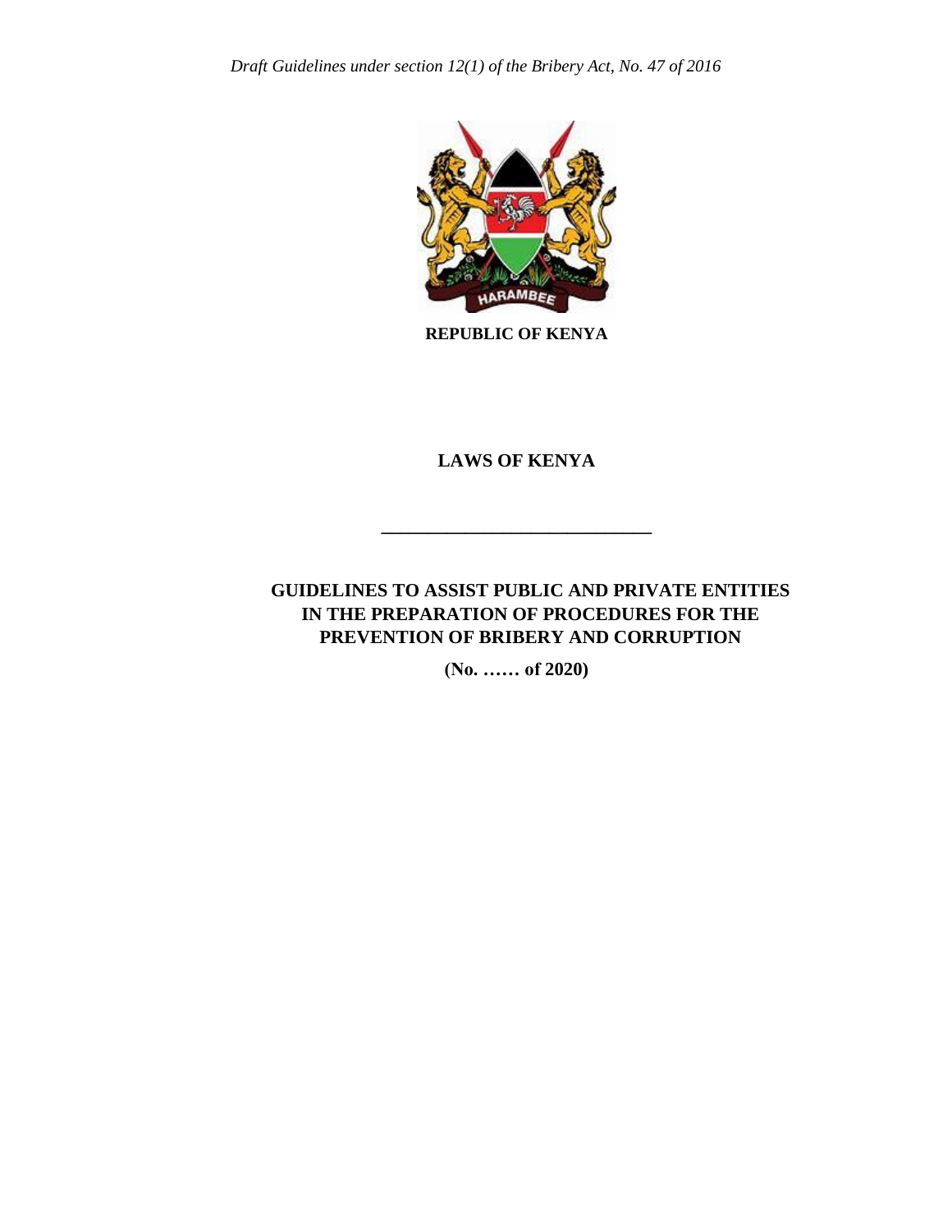*Draft Guidelines under section 12(1) of the Bribery Act, No. 47 of 2016*

**REPUBLIC OF KENYA**

# LAWS OF KENYA

---

## GUIDELINES TO ASSIST PUBLIC AND PRIVATE ENTITIES IN THE PREPARATION OF PROCEDURES FOR THE PREVENTION OF BRIBERY AND CORRUPTION

**(No. …… of 2020)**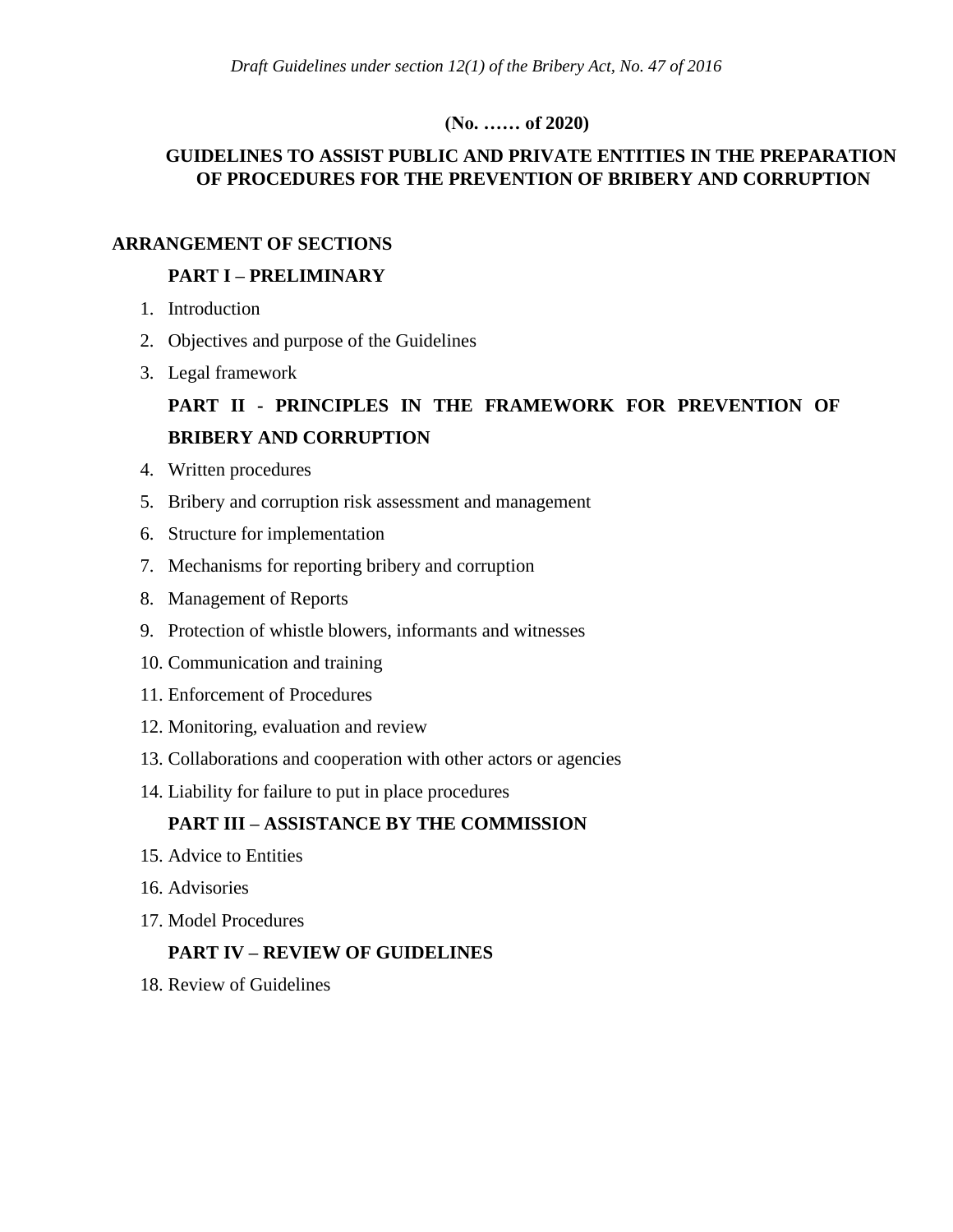*Draft Guidelines under section 12(1) of the Bribery Act, No. 47 of 2016*

**(No. …… of 2020)**

# GUIDELINES TO ASSIST PUBLIC AND PRIVATE ENTITIES IN THE PREPARATION OF PROCEDURES FOR THE PREVENTION OF BRIBERY AND CORRUPTION

## ARRANGEMENT OF SECTIONS

### PART I – PRELIMINARY

1. Introduction
2. Objectives and purpose of the Guidelines
3. Legal framework

### PART II - PRINCIPLES IN THE FRAMEWORK FOR PREVENTION OF BRIBERY AND CORRUPTION

4. Written procedures
5. Bribery and corruption risk assessment and management
6. Structure for implementation
7. Mechanisms for reporting bribery and corruption
8. Management of Reports
9. Protection of whistle blowers, informants and witnesses
10. Communication and training
11. Enforcement of Procedures
12. Monitoring, evaluation and review
13. Collaborations and cooperation with other actors or agencies
14. Liability for failure to put in place procedures

### PART III – ASSISTANCE BY THE COMMISSION

15. Advice to Entities
16. Advisories
17. Model Procedures

### PART IV – REVIEW OF GUIDELINES

18. Review of Guidelines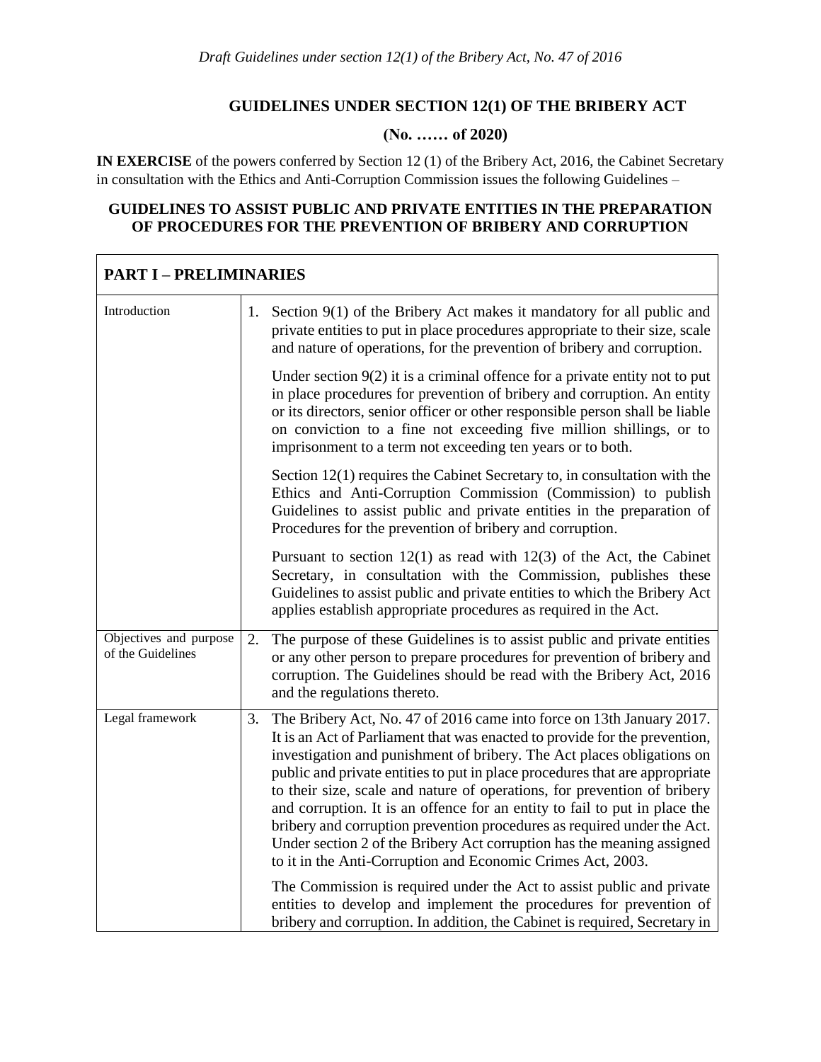*Draft Guidelines under section 12(1) of the Bribery Act, No. 47 of 2016*

## GUIDELINES UNDER SECTION 12(1) OF THE BRIBERY ACT

**(No. …… of 2020)**

**IN EXERCISE** of the powers conferred by Section 12 (1) of the Bribery Act, 2016, the Cabinet Secretary in consultation with the Ethics and Anti-Corruption Commission issues the following Guidelines –

### GUIDELINES TO ASSIST PUBLIC AND PRIVATE ENTITIES IN THE PREPARATION OF PROCEDURES FOR THE PREVENTION OF BRIBERY AND CORRUPTION

| PART I – PRELIMINARIES | |
|---|---|
| Introduction | 1. Section 9(1) of the Bribery Act makes it mandatory for all public and private entities to put in place procedures appropriate to their size, scale and nature of operations, for the prevention of bribery and corruption.<br><br>Under section 9(2) it is a criminal offence for a private entity not to put in place procedures for prevention of bribery and corruption. An entity or its directors, senior officer or other responsible person shall be liable on conviction to a fine not exceeding five million shillings, or to imprisonment to a term not exceeding ten years or to both.<br><br>Section 12(1) requires the Cabinet Secretary to, in consultation with the Ethics and Anti-Corruption Commission (Commission) to publish Guidelines to assist public and private entities in the preparation of Procedures for the prevention of bribery and corruption.<br><br>Pursuant to section 12(1) as read with 12(3) of the Act, the Cabinet Secretary, in consultation with the Commission, publishes these Guidelines to assist public and private entities to which the Bribery Act applies establish appropriate procedures as required in the Act. |
| Objectives and purpose of the Guidelines | 2. The purpose of these Guidelines is to assist public and private entities or any other person to prepare procedures for prevention of bribery and corruption. The Guidelines should be read with the Bribery Act, 2016 and the regulations thereto. |
| Legal framework | 3. The Bribery Act, No. 47 of 2016 came into force on 13th January 2017. It is an Act of Parliament that was enacted to provide for the prevention, investigation and punishment of bribery. The Act places obligations on public and private entities to put in place procedures that are appropriate to their size, scale and nature of operations, for prevention of bribery and corruption. It is an offence for an entity to fail to put in place the bribery and corruption prevention procedures as required under the Act. Under section 2 of the Bribery Act corruption has the meaning assigned to it in the Anti-Corruption and Economic Crimes Act, 2003.<br><br>The Commission is required under the Act to assist public and private entities to develop and implement the procedures for prevention of bribery and corruption. In addition, the Cabinet is required, Secretary in |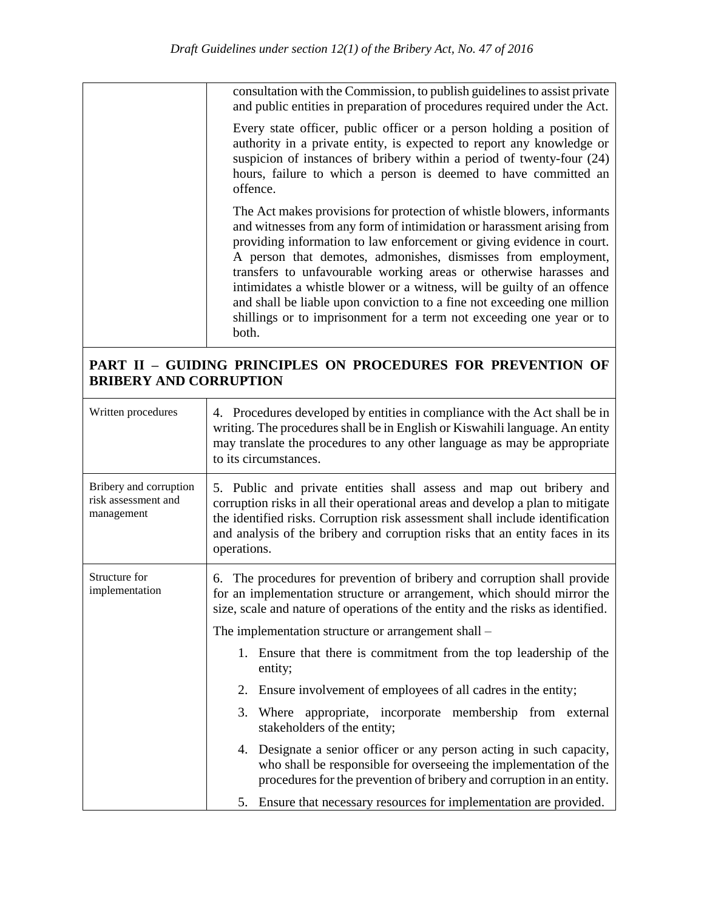| | |
|---|---|
| | consultation with the Commission, to publish guidelines to assist private and public entities in preparation of procedures required under the Act.<br><br>Every state officer, public officer or a person holding a position of authority in a private entity, is expected to report any knowledge or suspicion of instances of bribery within a period of twenty-four (24) hours, failure to which a person is deemed to have committed an offence.<br><br>The Act makes provisions for protection of whistle blowers, informants and witnesses from any form of intimidation or harassment arising from providing information to law enforcement or giving evidence in court. A person that demotes, admonishes, dismisses from employment, transfers to unfavourable working areas or otherwise harasses and intimidates a whistle blower or a witness, will be guilty of an offence and shall be liable upon conviction to a fine not exceeding one million shillings or to imprisonment for a term not exceeding one year or to both. |

## PART II – GUIDING PRINCIPLES ON PROCEDURES FOR PREVENTION OF BRIBERY AND CORRUPTION

| | |
|---|---|
| Written procedures | 4. Procedures developed by entities in compliance with the Act shall be in writing. The procedures shall be in English or Kiswahili language. An entity may translate the procedures to any other language as may be appropriate to its circumstances. |
| Bribery and corruption risk assessment and management | 5. Public and private entities shall assess and map out bribery and corruption risks in all their operational areas and develop a plan to mitigate the identified risks. Corruption risk assessment shall include identification and analysis of the bribery and corruption risks that an entity faces in its operations. |
| Structure for implementation | 6. The procedures for prevention of bribery and corruption shall provide for an implementation structure or arrangement, which should mirror the size, scale and nature of operations of the entity and the risks as identified.<br><br>The implementation structure or arrangement shall –<br><br>1. Ensure that there is commitment from the top leadership of the entity;<br>2. Ensure involvement of employees of all cadres in the entity;<br>3. Where appropriate, incorporate membership from external stakeholders of the entity;<br>4. Designate a senior officer or any person acting in such capacity, who shall be responsible for overseeing the implementation of the procedures for the prevention of bribery and corruption in an entity.<br>5. Ensure that necessary resources for implementation are provided. |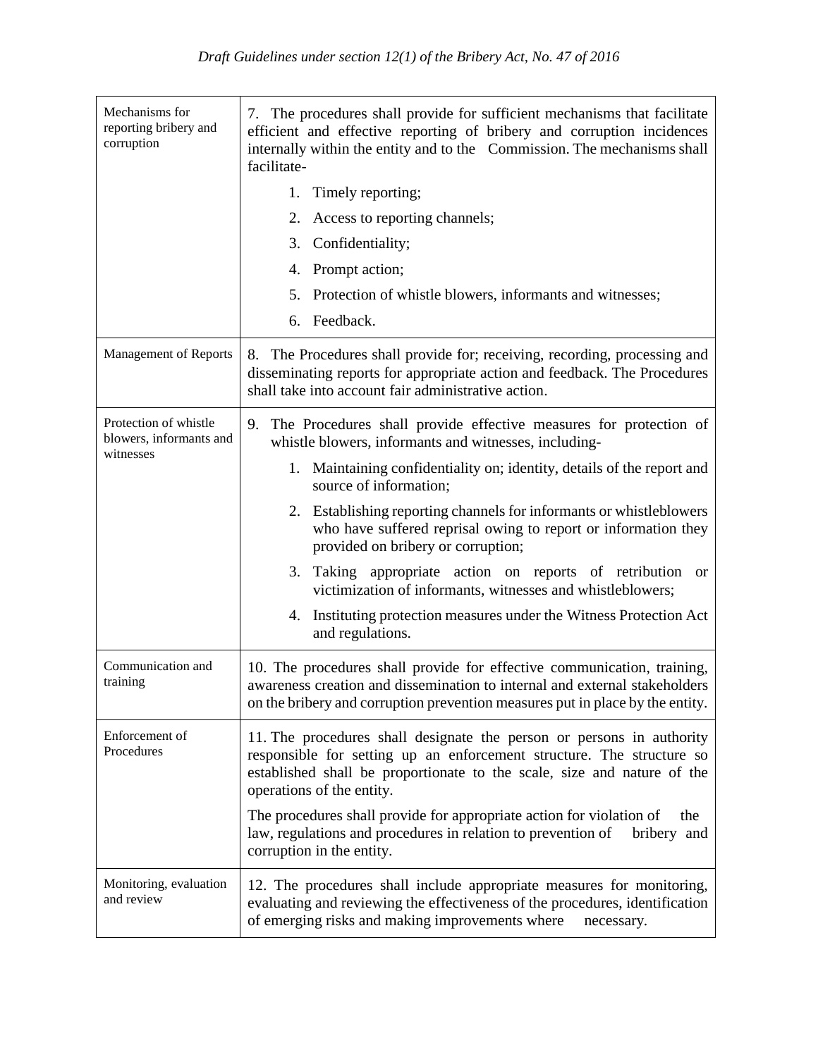| | |
|---|---|
| Mechanisms for reporting bribery and corruption | 7. The procedures shall provide for sufficient mechanisms that facilitate efficient and effective reporting of bribery and corruption incidences internally within the entity and to the Commission. The mechanisms shall facilitate-<br>1. Timely reporting;<br>2. Access to reporting channels;<br>3. Confidentiality;<br>4. Prompt action;<br>5. Protection of whistle blowers, informants and witnesses;<br>6. Feedback. |
| Management of Reports | 8. The Procedures shall provide for; receiving, recording, processing and disseminating reports for appropriate action and feedback. The Procedures shall take into account fair administrative action. |
| Protection of whistle blowers, informants and witnesses | 9. The Procedures shall provide effective measures for protection of whistle blowers, informants and witnesses, including-<br>1. Maintaining confidentiality on; identity, details of the report and source of information;<br>2. Establishing reporting channels for informants or whistleblowers who have suffered reprisal owing to report or information they provided on bribery or corruption;<br>3. Taking appropriate action on reports of retribution or victimization of informants, witnesses and whistleblowers;<br>4. Instituting protection measures under the Witness Protection Act and regulations. |
| Communication and training | 10. The procedures shall provide for effective communication, training, awareness creation and dissemination to internal and external stakeholders on the bribery and corruption prevention measures put in place by the entity. |
| Enforcement of Procedures | 11. The procedures shall designate the person or persons in authority responsible for setting up an enforcement structure. The structure so established shall be proportionate to the scale, size and nature of the operations of the entity.<br>The procedures shall provide for appropriate action for violation of the law, regulations and procedures in relation to prevention of bribery and corruption in the entity. |
| Monitoring, evaluation and review | 12. The procedures shall include appropriate measures for monitoring, evaluating and reviewing the effectiveness of the procedures, identification of emerging risks and making improvements where necessary. |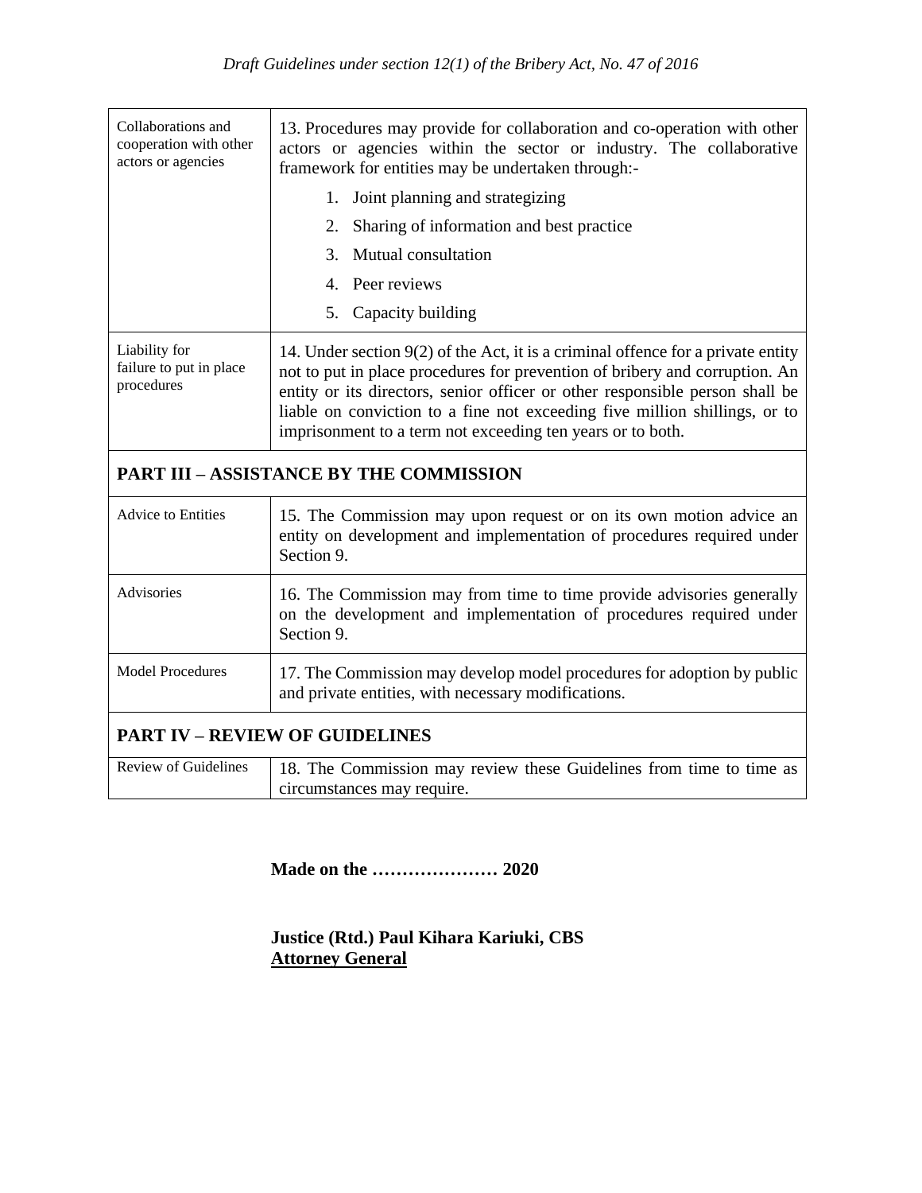| | |
|---|---|
| Collaborations and cooperation with other actors or agencies | 13. Procedures may provide for collaboration and co-operation with other actors or agencies within the sector or industry. The collaborative framework for entities may be undertaken through:- 1. Joint planning and strategizing 2. Sharing of information and best practice 3. Mutual consultation 4. Peer reviews 5. Capacity building |
| Liability for failure to put in place procedures | 14. Under section 9(2) of the Act, it is a criminal offence for a private entity not to put in place procedures for prevention of bribery and corruption. An entity or its directors, senior officer or other responsible person shall be liable on conviction to a fine not exceeding five million shillings, or to imprisonment to a term not exceeding ten years or to both. |
| **PART III – ASSISTANCE BY THE COMMISSION** | |
| Advice to Entities | 15. The Commission may upon request or on its own motion advice an entity on development and implementation of procedures required under Section 9. |
| Advisories | 16. The Commission may from time to time provide advisories generally on the development and implementation of procedures required under Section 9. |
| Model Procedures | 17. The Commission may develop model procedures for adoption by public and private entities, with necessary modifications. |
| **PART IV – REVIEW OF GUIDELINES** | |
| Review of Guidelines | 18. The Commission may review these Guidelines from time to time as circumstances may require. |

**Made on the ………………… 2020**

**Justice (Rtd.) Paul Kihara Kariuki, CBS**
**Attorney General**